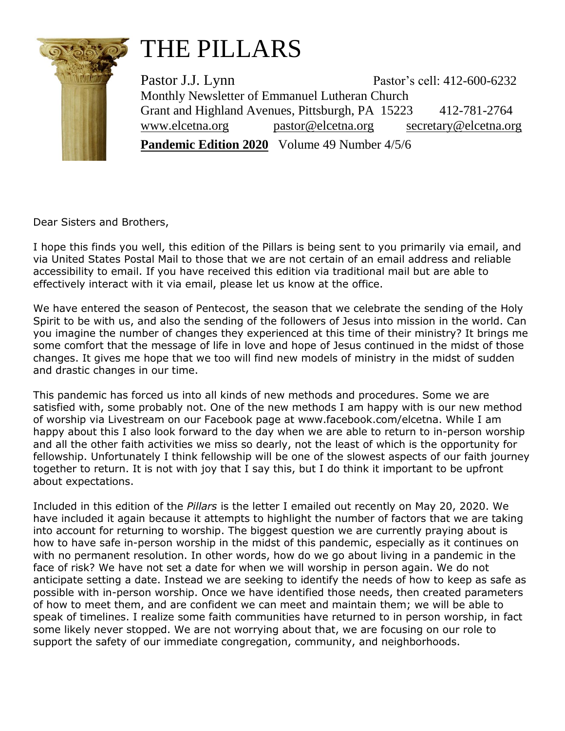# THE PILLARS

Pastor J.J. Lynn Pastor's cell: 412-600-6232
Monthly Newsletter of Emmanuel Lutheran Church
Grant and Highland Avenues, Pittsburgh, PA 15223 412-781-2764
www.elcetna.org pastor@elcetna.org secretary@elcetna.org

**Pandemic Edition 2020** Volume 49 Number 4/5/6

Dear Sisters and Brothers,

I hope this finds you well, this edition of the Pillars is being sent to you primarily via email, and via United States Postal Mail to those that we are not certain of an email address and reliable accessibility to email. If you have received this edition via traditional mail but are able to effectively interact with it via email, please let us know at the office.

We have entered the season of Pentecost, the season that we celebrate the sending of the Holy Spirit to be with us, and also the sending of the followers of Jesus into mission in the world. Can you imagine the number of changes they experienced at this time of their ministry? It brings me some comfort that the message of life in love and hope of Jesus continued in the midst of those changes. It gives me hope that we too will find new models of ministry in the midst of sudden and drastic changes in our time.

This pandemic has forced us into all kinds of new methods and procedures. Some we are satisfied with, some probably not. One of the new methods I am happy with is our new method of worship via Livestream on our Facebook page at www.facebook.com/elcetna. While I am happy about this I also look forward to the day when we are able to return to in-person worship and all the other faith activities we miss so dearly, not the least of which is the opportunity for fellowship. Unfortunately I think fellowship will be one of the slowest aspects of our faith journey together to return. It is not with joy that I say this, but I do think it important to be upfront about expectations.

Included in this edition of the *Pillars* is the letter I emailed out recently on May 20, 2020. We have included it again because it attempts to highlight the number of factors that we are taking into account for returning to worship. The biggest question we are currently praying about is how to have safe in-person worship in the midst of this pandemic, especially as it continues on with no permanent resolution. In other words, how do we go about living in a pandemic in the face of risk? We have not set a date for when we will worship in person again. We do not anticipate setting a date. Instead we are seeking to identify the needs of how to keep as safe as possible with in-person worship. Once we have identified those needs, then created parameters of how to meet them, and are confident we can meet and maintain them; we will be able to speak of timelines. I realize some faith communities have returned to in person worship, in fact some likely never stopped. We are not worrying about that, we are focusing on our role to support the safety of our immediate congregation, community, and neighborhoods.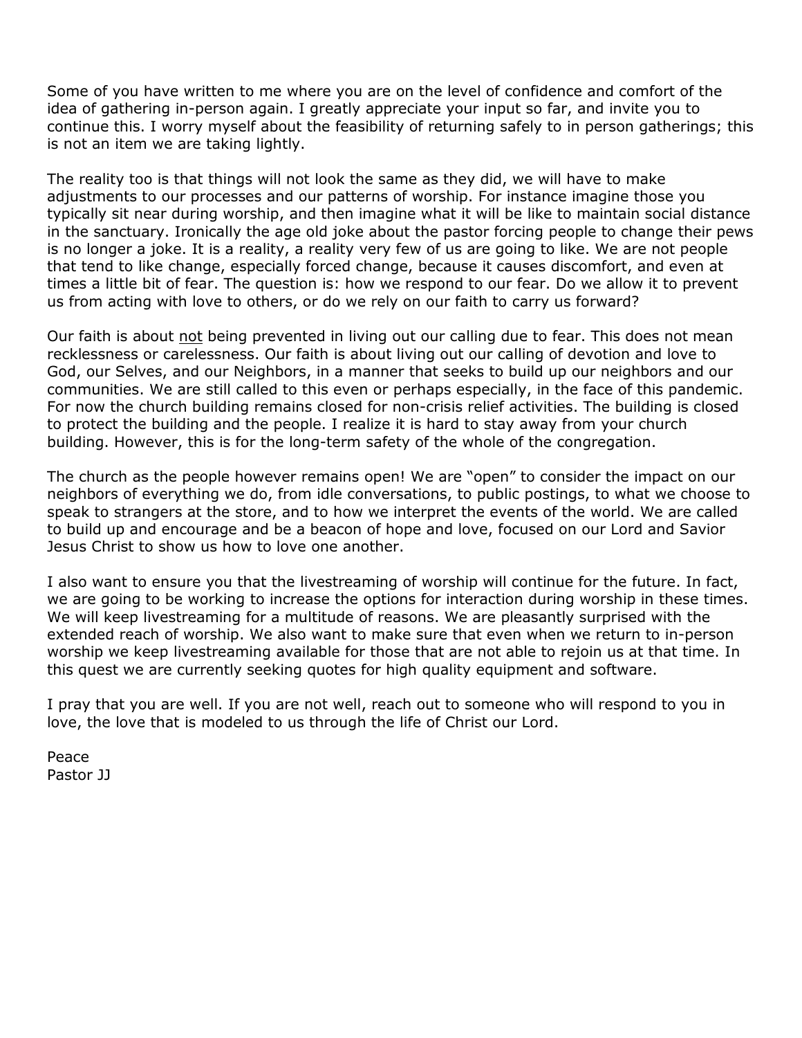Some of you have written to me where you are on the level of confidence and comfort of the idea of gathering in-person again. I greatly appreciate your input so far, and invite you to continue this. I worry myself about the feasibility of returning safely to in person gatherings; this is not an item we are taking lightly.

The reality too is that things will not look the same as they did, we will have to make adjustments to our processes and our patterns of worship. For instance imagine those you typically sit near during worship, and then imagine what it will be like to maintain social distance in the sanctuary. Ironically the age old joke about the pastor forcing people to change their pews is no longer a joke. It is a reality, a reality very few of us are going to like. We are not people that tend to like change, especially forced change, because it causes discomfort, and even at times a little bit of fear. The question is: how we respond to our fear. Do we allow it to prevent us from acting with love to others, or do we rely on our faith to carry us forward?

Our faith is about <u>not</u> being prevented in living out our calling due to fear. This does not mean recklessness or carelessness. Our faith is about living out our calling of devotion and love to God, our Selves, and our Neighbors, in a manner that seeks to build up our neighbors and our communities. We are still called to this even or perhaps especially, in the face of this pandemic. For now the church building remains closed for non-crisis relief activities. The building is closed to protect the building and the people. I realize it is hard to stay away from your church building. However, this is for the long-term safety of the whole of the congregation.

The church as the people however remains open! We are "open" to consider the impact on our neighbors of everything we do, from idle conversations, to public postings, to what we choose to speak to strangers at the store, and to how we interpret the events of the world. We are called to build up and encourage and be a beacon of hope and love, focused on our Lord and Savior Jesus Christ to show us how to love one another.

I also want to ensure you that the livestreaming of worship will continue for the future. In fact, we are going to be working to increase the options for interaction during worship in these times. We will keep livestreaming for a multitude of reasons. We are pleasantly surprised with the extended reach of worship. We also want to make sure that even when we return to in-person worship we keep livestreaming available for those that are not able to rejoin us at that time. In this quest we are currently seeking quotes for high quality equipment and software.

I pray that you are well. If you are not well, reach out to someone who will respond to you in love, the love that is modeled to us through the life of Christ our Lord.

Peace  
Pastor JJ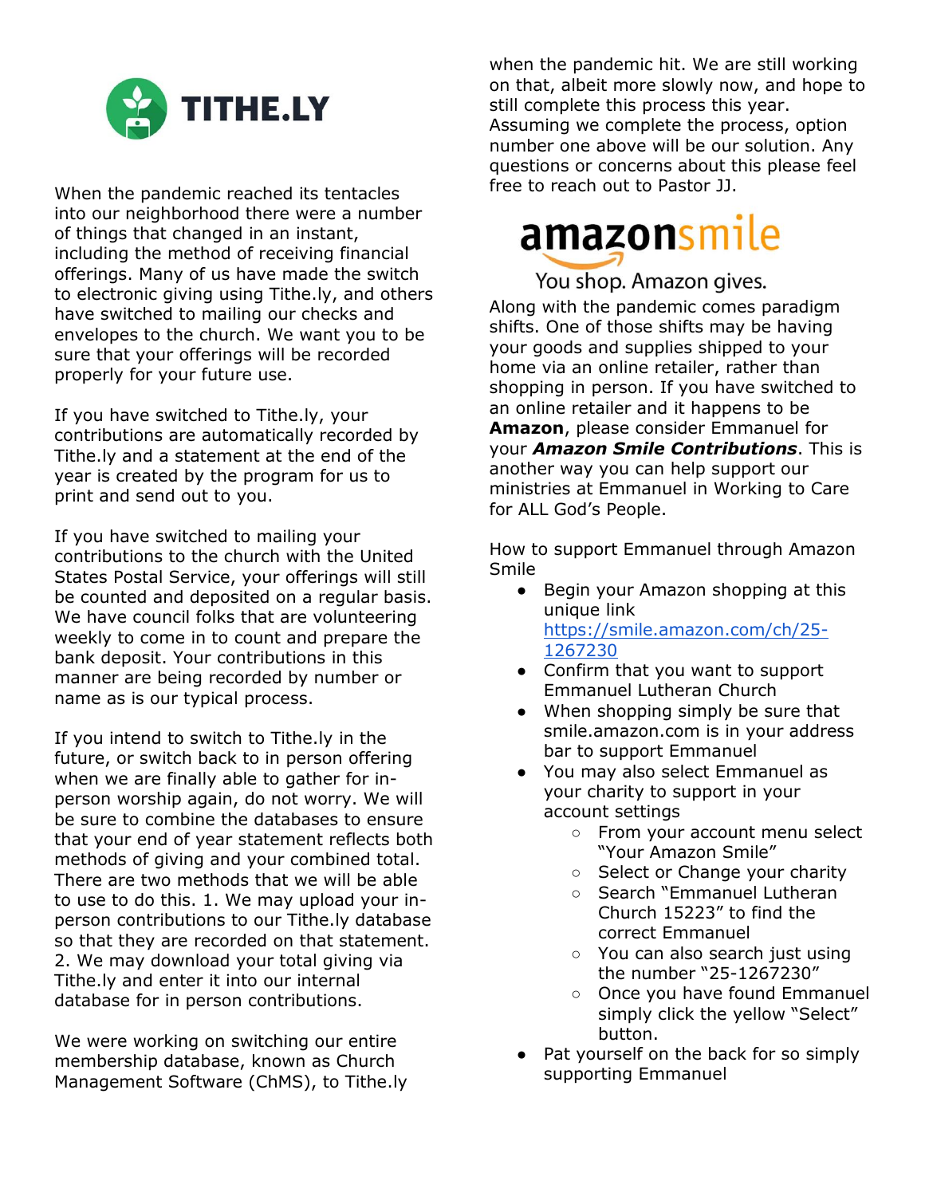# TITHE.LY

When the pandemic reached its tentacles into our neighborhood there were a number of things that changed in an instant, including the method of receiving financial offerings. Many of us have made the switch to electronic giving using Tithe.ly, and others have switched to mailing our checks and envelopes to the church. We want you to be sure that your offerings will be recorded properly for your future use.

If you have switched to Tithe.ly, your contributions are automatically recorded by Tithe.ly and a statement at the end of the year is created by the program for us to print and send out to you.

If you have switched to mailing your contributions to the church with the United States Postal Service, your offerings will still be counted and deposited on a regular basis. We have council folks that are volunteering weekly to come in to count and prepare the bank deposit. Your contributions in this manner are being recorded by number or name as is our typical process.

If you intend to switch to Tithe.ly in the future, or switch back to in person offering when we are finally able to gather for in-person worship again, do not worry. We will be sure to combine the databases to ensure that your end of year statement reflects both methods of giving and your combined total. There are two methods that we will be able to use to do this. 1. We may upload your in-person contributions to our Tithe.ly database so that they are recorded on that statement. 2. We may download your total giving via Tithe.ly and enter it into our internal database for in person contributions.

We were working on switching our entire membership database, known as Church Management Software (ChMS), to Tithe.ly when the pandemic hit. We are still working on that, albeit more slowly now, and hope to still complete this process this year. Assuming we complete the process, option number one above will be our solution. Any questions or concerns about this please feel free to reach out to Pastor JJ.

# amazonsmile

You shop. Amazon gives.

Along with the pandemic comes paradigm shifts. One of those shifts may be having your goods and supplies shipped to your home via an online retailer, rather than shopping in person. If you have switched to an online retailer and it happens to be **Amazon**, please consider Emmanuel for your ***Amazon Smile Contributions***. This is another way you can help support our ministries at Emmanuel in Working to Care for ALL God's People.

How to support Emmanuel through Amazon Smile

- Begin your Amazon shopping at this unique link https://smile.amazon.com/ch/25-1267230
- Confirm that you want to support Emmanuel Lutheran Church
- When shopping simply be sure that smile.amazon.com is in your address bar to support Emmanuel
- You may also select Emmanuel as your charity to support in your account settings
  - From your account menu select "Your Amazon Smile"
  - Select or Change your charity
  - Search "Emmanuel Lutheran Church 15223" to find the correct Emmanuel
  - You can also search just using the number "25-1267230"
  - Once you have found Emmanuel simply click the yellow "Select" button.
- Pat yourself on the back for so simply supporting Emmanuel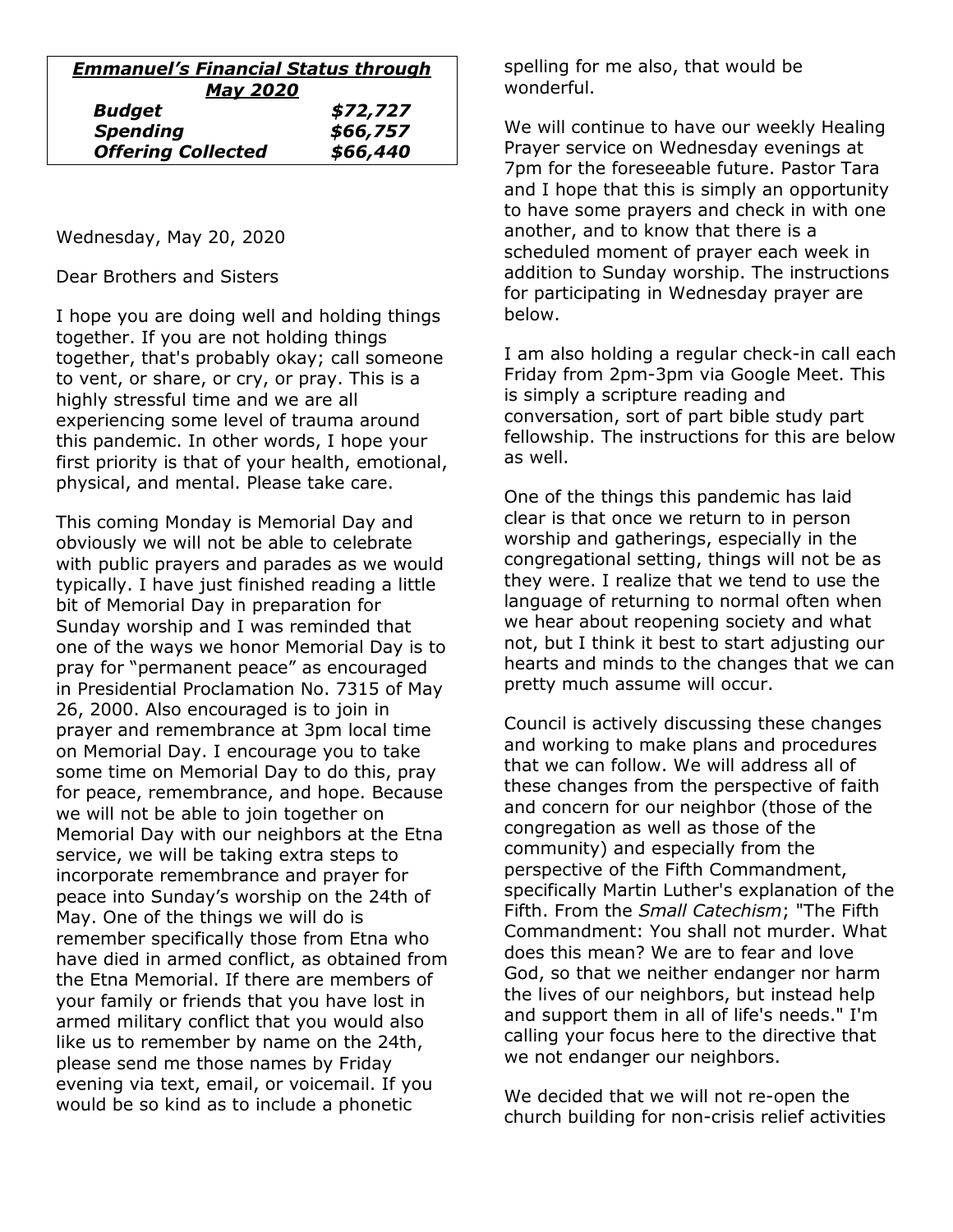| ***Emmanuel's Financial Status through May 2020*** | |
|---|---|
| ***Budget*** | ***$72,727*** |
| ***Spending*** | ***$66,757*** |
| ***Offering Collected*** | ***$66,440*** |

Wednesday, May 20, 2020

Dear Brothers and Sisters

I hope you are doing well and holding things together. If you are not holding things together, that's probably okay; call someone to vent, or share, or cry, or pray. This is a highly stressful time and we are all experiencing some level of trauma around this pandemic. In other words, I hope your first priority is that of your health, emotional, physical, and mental. Please take care.

This coming Monday is Memorial Day and obviously we will not be able to celebrate with public prayers and parades as we would typically. I have just finished reading a little bit of Memorial Day in preparation for Sunday worship and I was reminded that one of the ways we honor Memorial Day is to pray for "permanent peace" as encouraged in Presidential Proclamation No. 7315 of May 26, 2000. Also encouraged is to join in prayer and remembrance at 3pm local time on Memorial Day. I encourage you to take some time on Memorial Day to do this, pray for peace, remembrance, and hope. Because we will not be able to join together on Memorial Day with our neighbors at the Etna service, we will be taking extra steps to incorporate remembrance and prayer for peace into Sunday's worship on the 24th of May. One of the things we will do is remember specifically those from Etna who have died in armed conflict, as obtained from the Etna Memorial. If there are members of your family or friends that you have lost in armed military conflict that you would also like us to remember by name on the 24th, please send me those names by Friday evening via text, email, or voicemail. If you would be so kind as to include a phonetic spelling for me also, that would be wonderful.

We will continue to have our weekly Healing Prayer service on Wednesday evenings at 7pm for the foreseeable future. Pastor Tara and I hope that this is simply an opportunity to have some prayers and check in with one another, and to know that there is a scheduled moment of prayer each week in addition to Sunday worship. The instructions for participating in Wednesday prayer are below.

I am also holding a regular check-in call each Friday from 2pm-3pm via Google Meet. This is simply a scripture reading and conversation, sort of part bible study part fellowship. The instructions for this are below as well.

One of the things this pandemic has laid clear is that once we return to in person worship and gatherings, especially in the congregational setting, things will not be as they were. I realize that we tend to use the language of returning to normal often when we hear about reopening society and what not, but I think it best to start adjusting our hearts and minds to the changes that we can pretty much assume will occur.

Council is actively discussing these changes and working to make plans and procedures that we can follow. We will address all of these changes from the perspective of faith and concern for our neighbor (those of the congregation as well as those of the community) and especially from the perspective of the Fifth Commandment, specifically Martin Luther's explanation of the Fifth. From the *Small Catechism*; "The Fifth Commandment: You shall not murder. What does this mean? We are to fear and love God, so that we neither endanger nor harm the lives of our neighbors, but instead help and support them in all of life's needs." I'm calling your focus here to the directive that we not endanger our neighbors.

We decided that we will not re-open the church building for non-crisis relief activities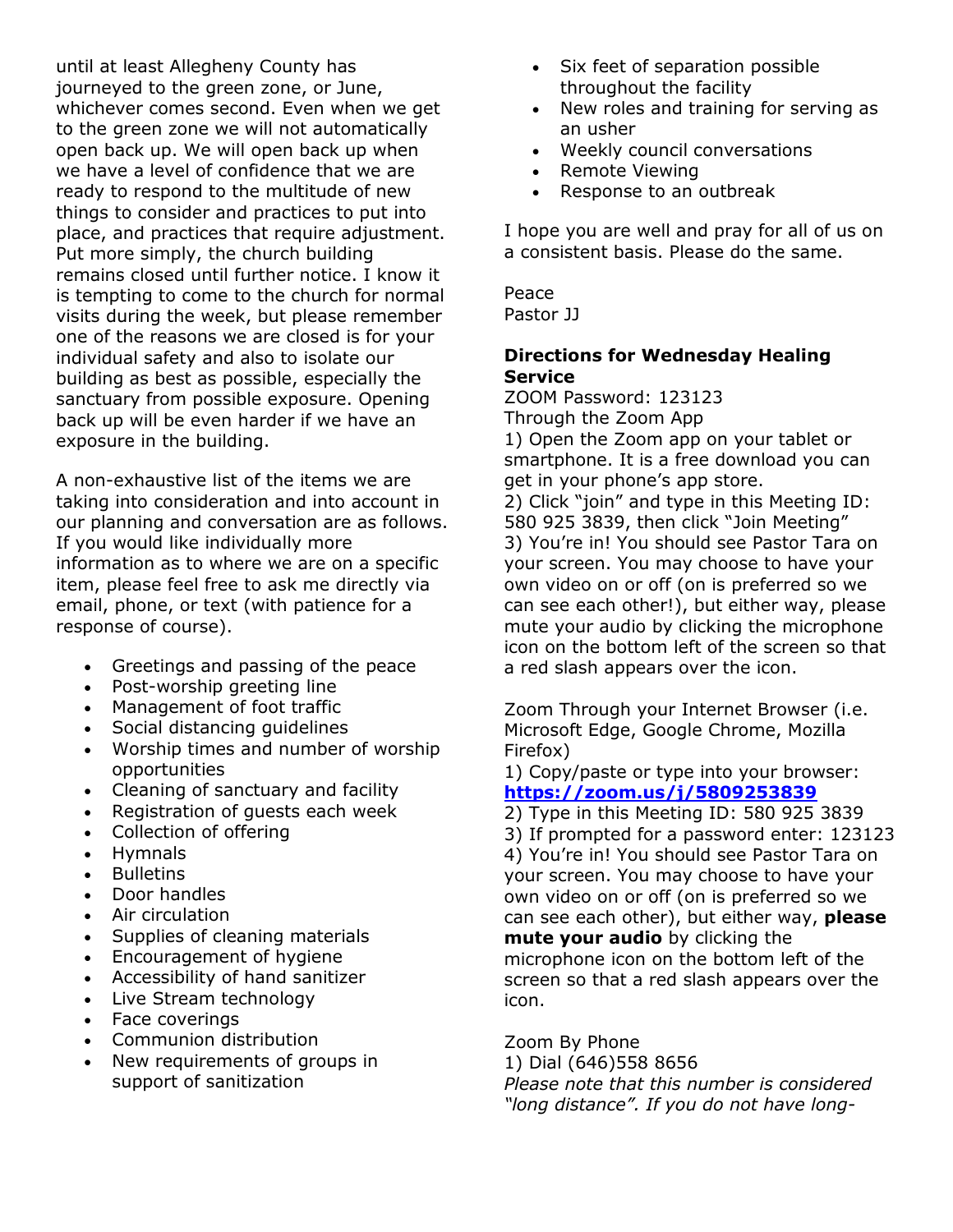until at least Allegheny County has journeyed to the green zone, or June, whichever comes second. Even when we get to the green zone we will not automatically open back up. We will open back up when we have a level of confidence that we are ready to respond to the multitude of new things to consider and practices to put into place, and practices that require adjustment. Put more simply, the church building remains closed until further notice. I know it is tempting to come to the church for normal visits during the week, but please remember one of the reasons we are closed is for your individual safety and also to isolate our building as best as possible, especially the sanctuary from possible exposure. Opening back up will be even harder if we have an exposure in the building.

A non-exhaustive list of the items we are taking into consideration and into account in our planning and conversation are as follows. If you would like individually more information as to where we are on a specific item, please feel free to ask me directly via email, phone, or text (with patience for a response of course).

- Greetings and passing of the peace
- Post-worship greeting line
- Management of foot traffic
- Social distancing guidelines
- Worship times and number of worship opportunities
- Cleaning of sanctuary and facility
- Registration of guests each week
- Collection of offering
- Hymnals
- Bulletins
- Door handles
- Air circulation
- Supplies of cleaning materials
- Encouragement of hygiene
- Accessibility of hand sanitizer
- Live Stream technology
- Face coverings
- Communion distribution
- New requirements of groups in support of sanitization
- Six feet of separation possible throughout the facility
- New roles and training for serving as an usher
- Weekly council conversations
- Remote Viewing
- Response to an outbreak

I hope you are well and pray for all of us on a consistent basis. Please do the same.

Peace
Pastor JJ

**Directions for Wednesday Healing Service**

ZOOM Password: 123123

Through the Zoom App

1) Open the Zoom app on your tablet or smartphone. It is a free download you can get in your phone's app store.
2) Click "join" and type in this Meeting ID: 580 925 3839, then click "Join Meeting"
3) You're in! You should see Pastor Tara on your screen. You may choose to have your own video on or off (on is preferred so we can see each other!), but either way, please mute your audio by clicking the microphone icon on the bottom left of the screen so that a red slash appears over the icon.

Zoom Through your Internet Browser (i.e. Microsoft Edge, Google Chrome, Mozilla Firefox)

1) Copy/paste or type into your browser: **https://zoom.us/j/5809253839**
2) Type in this Meeting ID: 580 925 3839
3) If prompted for a password enter: 123123
4) You're in! You should see Pastor Tara on your screen. You may choose to have your own video on or off (on is preferred so we can see each other), but either way, **please mute your audio** by clicking the microphone icon on the bottom left of the screen so that a red slash appears over the icon.

Zoom By Phone

1) Dial (646)558 8656

*Please note that this number is considered "long distance". If you do not have long-*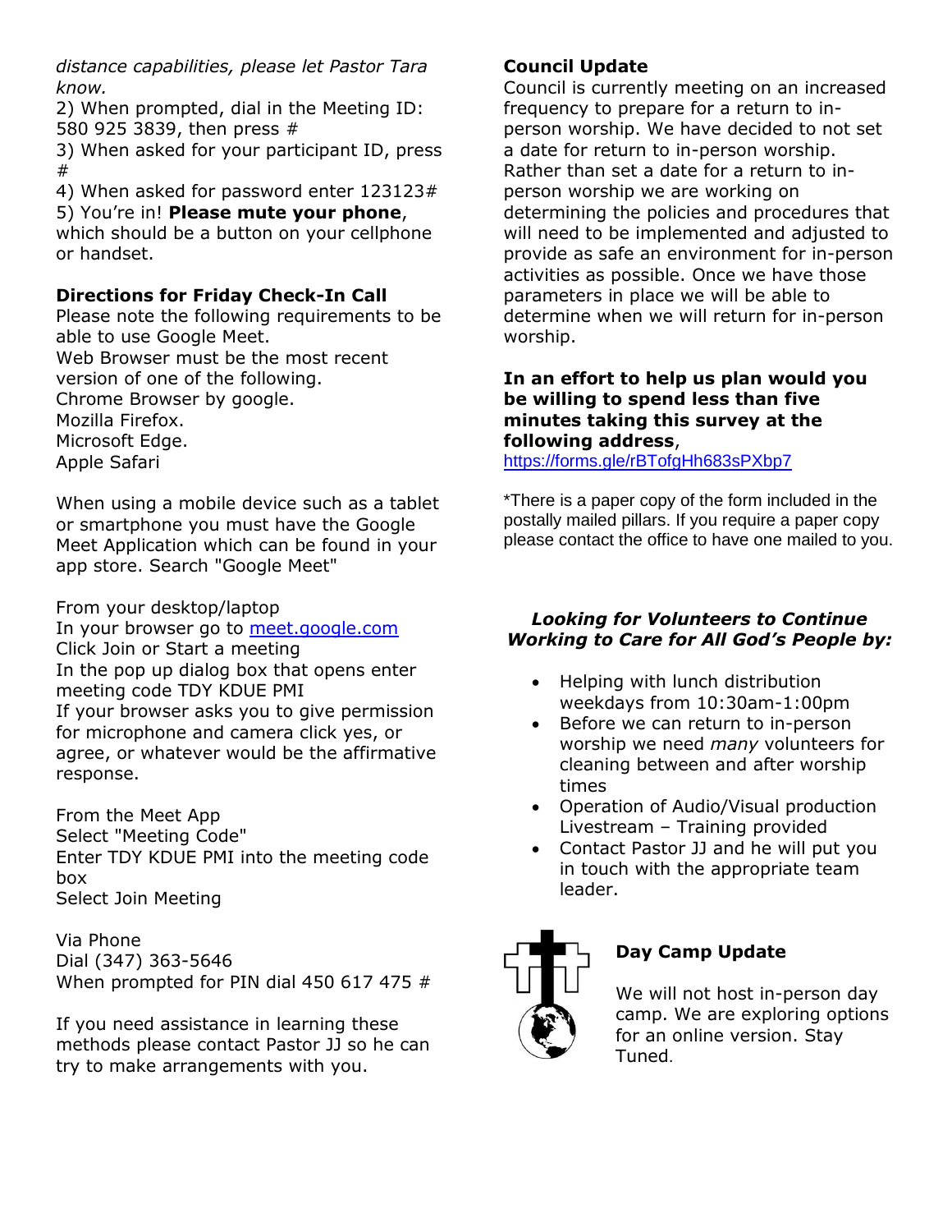*distance capabilities, please let Pastor Tara know.*

2) When prompted, dial in the Meeting ID: 580 925 3839, then press #

3) When asked for your participant ID, press #

4) When asked for password enter 123123#

5) You're in! **Please mute your phone**, which should be a button on your cellphone or handset.

**Directions for Friday Check-In Call**

Please note the following requirements to be able to use Google Meet.
Web Browser must be the most recent version of one of the following.
Chrome Browser by google.
Mozilla Firefox.
Microsoft Edge.
Apple Safari

When using a mobile device such as a tablet or smartphone you must have the Google Meet Application which can be found in your app store. Search "Google Meet"

From your desktop/laptop
In your browser go to meet.google.com
Click Join or Start a meeting
In the pop up dialog box that opens enter meeting code TDY KDUE PMI
If your browser asks you to give permission for microphone and camera click yes, or agree, or whatever would be the affirmative response.

From the Meet App
Select "Meeting Code"
Enter TDY KDUE PMI into the meeting code box
Select Join Meeting

Via Phone
Dial (347) 363-5646
When prompted for PIN dial 450 617 475 #

If you need assistance in learning these methods please contact Pastor JJ so he can try to make arrangements with you.

**Council Update**

Council is currently meeting on an increased frequency to prepare for a return to in-person worship. We have decided to not set a date for return to in-person worship. Rather than set a date for a return to in-person worship we are working on determining the policies and procedures that will need to be implemented and adjusted to provide as safe an environment for in-person activities as possible. Once we have those parameters in place we will be able to determine when we will return for in-person worship.

**In an effort to help us plan would you be willing to spend less than five minutes taking this survey at the following address**, https://forms.gle/rBTofgHh683sPXbp7

*There is a paper copy of the form included in the postally mailed pillars. If you require a paper copy please contact the office to have one mailed to you.

***Looking for Volunteers to Continue Working to Care for All God's People by:***

- Helping with lunch distribution weekdays from 10:30am-1:00pm
- Before we can return to in-person worship we need *many* volunteers for cleaning between and after worship times
- Operation of Audio/Visual production Livestream – Training provided
- Contact Pastor JJ and he will put you in touch with the appropriate team leader.

**Day Camp Update**

We will not host in-person day camp. We are exploring options for an online version. Stay Tuned.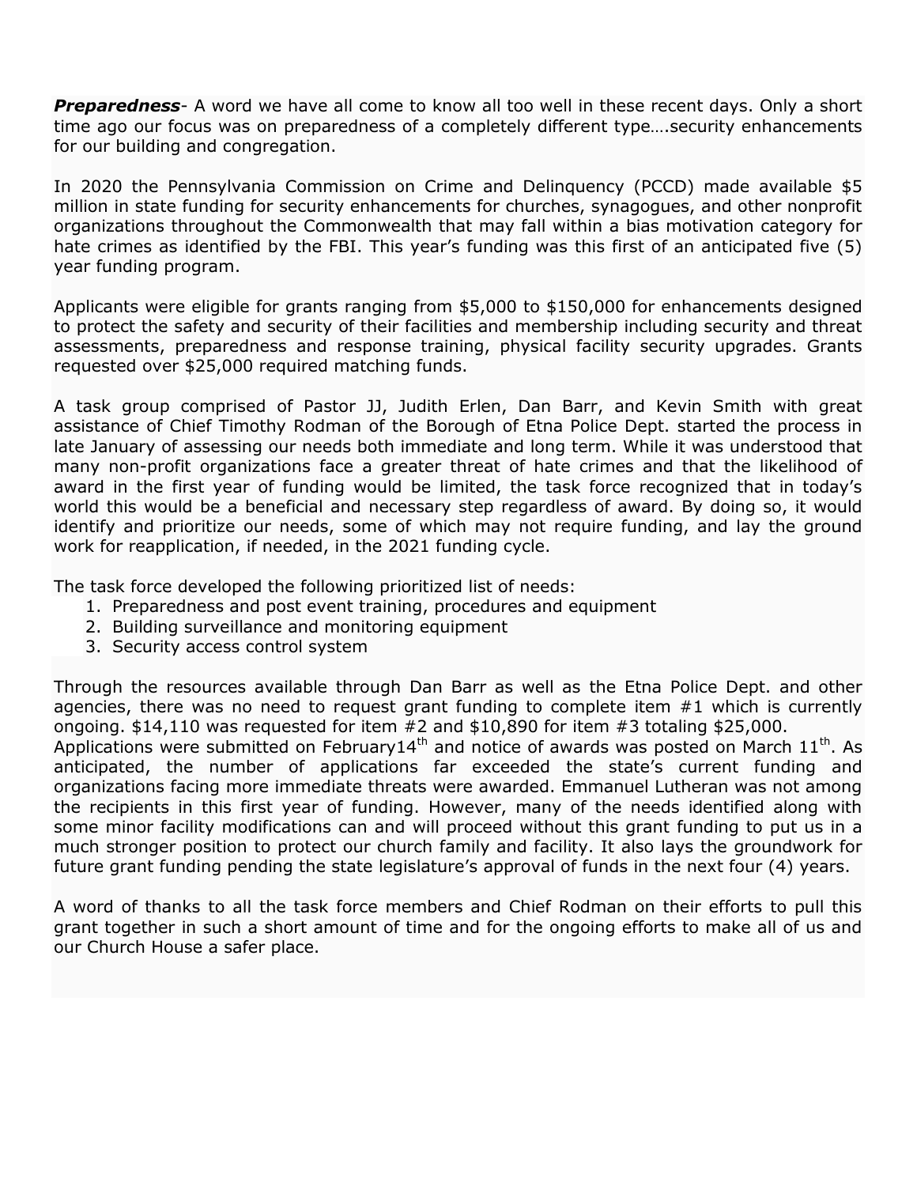***Preparedness***- A word we have all come to know all too well in these recent days. Only a short time ago our focus was on preparedness of a completely different type….security enhancements for our building and congregation.

In 2020 the Pennsylvania Commission on Crime and Delinquency (PCCD) made available $5 million in state funding for security enhancements for churches, synagogues, and other nonprofit organizations throughout the Commonwealth that may fall within a bias motivation category for hate crimes as identified by the FBI. This year's funding was this first of an anticipated five (5) year funding program.

Applicants were eligible for grants ranging from $5,000 to $150,000 for enhancements designed to protect the safety and security of their facilities and membership including security and threat assessments, preparedness and response training, physical facility security upgrades. Grants requested over $25,000 required matching funds.

A task group comprised of Pastor JJ, Judith Erlen, Dan Barr, and Kevin Smith with great assistance of Chief Timothy Rodman of the Borough of Etna Police Dept. started the process in late January of assessing our needs both immediate and long term. While it was understood that many non-profit organizations face a greater threat of hate crimes and that the likelihood of award in the first year of funding would be limited, the task force recognized that in today's world this would be a beneficial and necessary step regardless of award. By doing so, it would identify and prioritize our needs, some of which may not require funding, and lay the ground work for reapplication, if needed, in the 2021 funding cycle.

The task force developed the following prioritized list of needs:

1. Preparedness and post event training, procedures and equipment
2. Building surveillance and monitoring equipment
3. Security access control system

Through the resources available through Dan Barr as well as the Etna Police Dept. and other agencies, there was no need to request grant funding to complete item #1 which is currently ongoing. $14,110 was requested for item #2 and $10,890 for item #3 totaling $25,000. Applications were submitted on February14th and notice of awards was posted on March 11th. As anticipated, the number of applications far exceeded the state's current funding and organizations facing more immediate threats were awarded. Emmanuel Lutheran was not among the recipients in this first year of funding. However, many of the needs identified along with some minor facility modifications can and will proceed without this grant funding to put us in a much stronger position to protect our church family and facility. It also lays the groundwork for future grant funding pending the state legislature's approval of funds in the next four (4) years.

A word of thanks to all the task force members and Chief Rodman on their efforts to pull this grant together in such a short amount of time and for the ongoing efforts to make all of us and our Church House a safer place.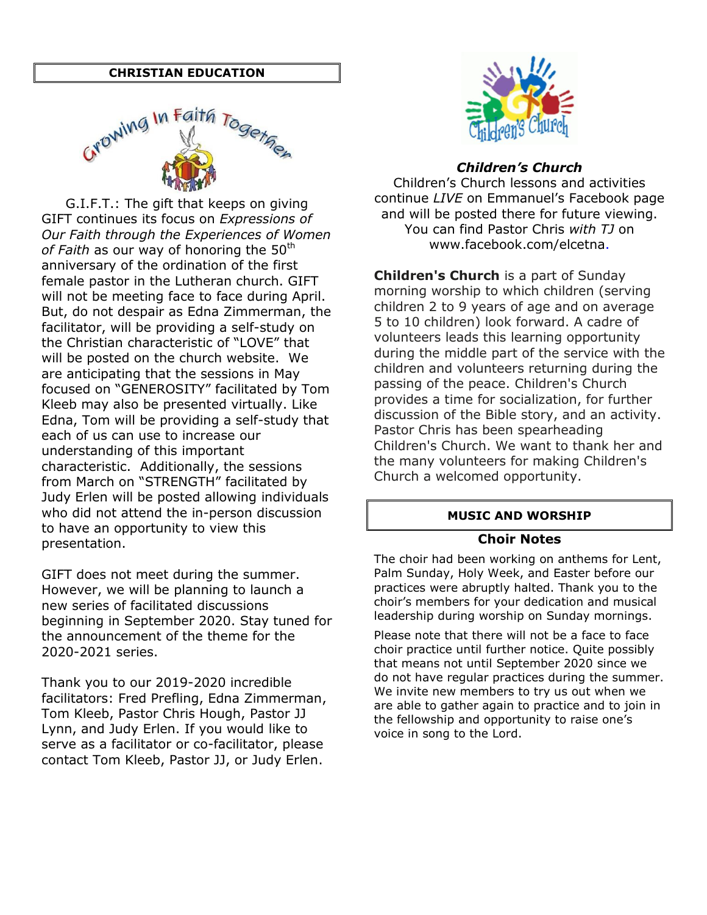## CHRISTIAN EDUCATION

Growing In Faith Together

G.I.F.T.: The gift that keeps on giving
GIFT continues its focus on *Expressions of Our Faith through the Experiences of Women of Faith* as our way of honoring the 50th anniversary of the ordination of the first female pastor in the Lutheran church. GIFT will not be meeting face to face during April. But, do not despair as Edna Zimmerman, the facilitator, will be providing a self-study on the Christian characteristic of "LOVE" that will be posted on the church website. We are anticipating that the sessions in May focused on "GENEROSITY" facilitated by Tom Kleeb may also be presented virtually. Like Edna, Tom will be providing a self-study that each of us can use to increase our understanding of this important characteristic. Additionally, the sessions from March on "STRENGTH" facilitated by Judy Erlen will be posted allowing individuals who did not attend the in-person discussion to have an opportunity to view this presentation.

GIFT does not meet during the summer. However, we will be planning to launch a new series of facilitated discussions beginning in September 2020. Stay tuned for the announcement of the theme for the 2020-2021 series.

Thank you to our 2019-2020 incredible facilitators: Fred Prefling, Edna Zimmerman, Tom Kleeb, Pastor Chris Hough, Pastor JJ Lynn, and Judy Erlen. If you would like to serve as a facilitator or co-facilitator, please contact Tom Kleeb, Pastor JJ, or Judy Erlen.

### *Children's Church*

Children's Church lessons and activities continue *LIVE* on Emmanuel's Facebook page and will be posted there for future viewing. You can find Pastor Chris *with TJ* on www.facebook.com/elcetna.

**Children's Church** is a part of Sunday morning worship to which children (serving children 2 to 9 years of age and on average 5 to 10 children) look forward. A cadre of volunteers leads this learning opportunity during the middle part of the service with the children and volunteers returning during the passing of the peace. Children's Church provides a time for socialization, for further discussion of the Bible story, and an activity. Pastor Chris has been spearheading Children's Church. We want to thank her and the many volunteers for making Children's Church a welcomed opportunity.

## MUSIC AND WORSHIP

### Choir Notes

The choir had been working on anthems for Lent, Palm Sunday, Holy Week, and Easter before our practices were abruptly halted. Thank you to the choir's members for your dedication and musical leadership during worship on Sunday mornings.

Please note that there will not be a face to face choir practice until further notice. Quite possibly that means not until September 2020 since we do not have regular practices during the summer. We invite new members to try us out when we are able to gather again to practice and to join in the fellowship and opportunity to raise one's voice in song to the Lord.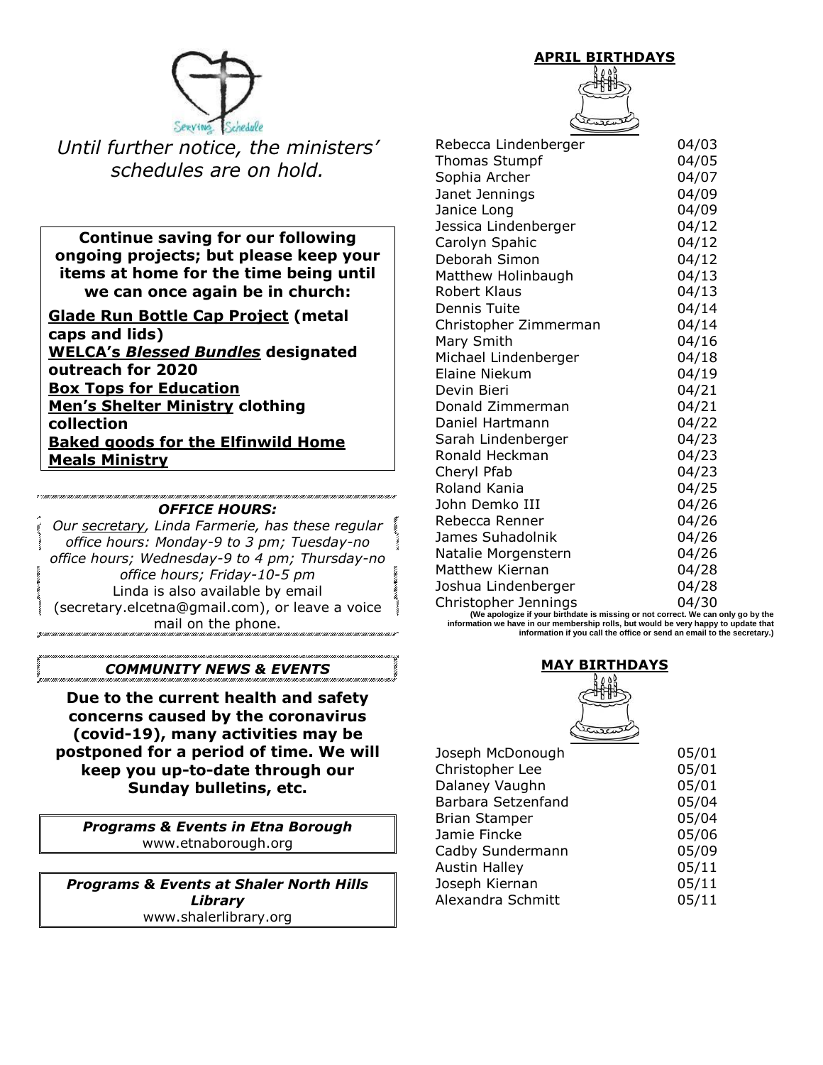Until further notice, the ministers' schedules are on hold.

**Continue saving for our following ongoing projects; but please keep your items at home for the time being until we can once again be in church:**

**Glade Run Bottle Cap Project (metal caps and lids)**
**WELCA's *Blessed Bundles* designated outreach for 2020**
**Box Tops for Education**
**Men's Shelter Ministry clothing collection**
**Baked goods for the Elfinwild Home Meals Ministry**

***OFFICE HOURS:***

*Our secretary, Linda Farmerie, has these regular office hours: Monday-9 to 3 pm; Tuesday-no office hours; Wednesday-9 to 4 pm; Thursday-no office hours; Friday-10-5 pm*
Linda is also available by email (secretary.elcetna@gmail.com), or leave a voice mail on the phone.

***COMMUNITY NEWS & EVENTS***

**Due to the current health and safety concerns caused by the coronavirus (covid-19), many activities may be postponed for a period of time. We will keep you up-to-date through our Sunday bulletins, etc.**

***Programs & Events in Etna Borough***
www.etnaborough.org

***Programs & Events at Shaler North Hills Library***
www.shalerlibrary.org

## APRIL BIRTHDAYS

| | |
|---|---|
| Rebecca Lindenberger | 04/03 |
| Thomas Stumpf | 04/05 |
| Sophia Archer | 04/07 |
| Janet Jennings | 04/09 |
| Janice Long | 04/09 |
| Jessica Lindenberger | 04/12 |
| Carolyn Spahic | 04/12 |
| Deborah Simon | 04/12 |
| Matthew Holinbaugh | 04/13 |
| Robert Klaus | 04/13 |
| Dennis Tuite | 04/14 |
| Christopher Zimmerman | 04/14 |
| Mary Smith | 04/16 |
| Michael Lindenberger | 04/18 |
| Elaine Niekum | 04/19 |
| Devin Bieri | 04/21 |
| Donald Zimmerman | 04/21 |
| Daniel Hartmann | 04/22 |
| Sarah Lindenberger | 04/23 |
| Ronald Heckman | 04/23 |
| Cheryl Pfab | 04/23 |
| Roland Kania | 04/25 |
| John Demko III | 04/26 |
| Rebecca Renner | 04/26 |
| James Suhadolnik | 04/26 |
| Natalie Morgenstern | 04/26 |
| Matthew Kiernan | 04/28 |
| Joshua Lindenberger | 04/28 |
| Christopher Jennings | 04/30 |

**(We apologize if your birthdate is missing or not correct. We can only go by the information we have in our membership rolls, but would be very happy to update that information if you call the office or send an email to the secretary.)**

## MAY BIRTHDAYS

| | |
|---|---|
| Joseph McDonough | 05/01 |
| Christopher Lee | 05/01 |
| Dalaney Vaughn | 05/01 |
| Barbara Setzenfand | 05/04 |
| Brian Stamper | 05/04 |
| Jamie Fincke | 05/06 |
| Cadby Sundermann | 05/09 |
| Austin Halley | 05/11 |
| Joseph Kiernan | 05/11 |
| Alexandra Schmitt | 05/11 |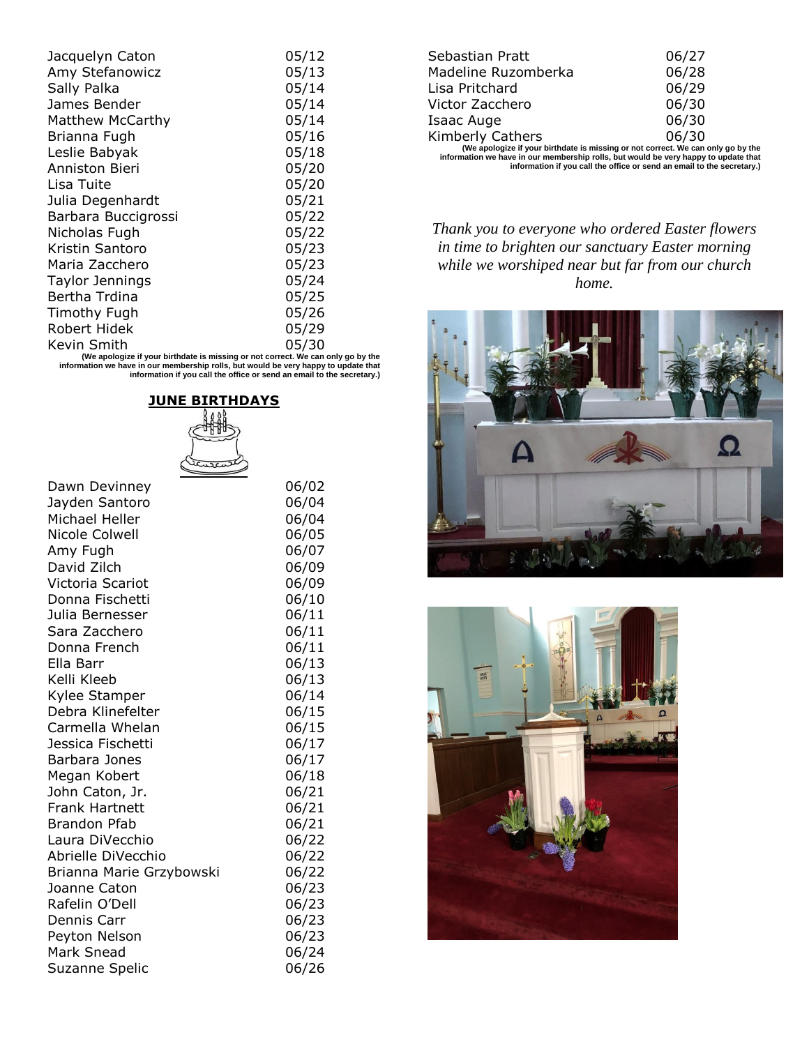| | |
|---|---|
| Jacquelyn Caton | 05/12 |
| Amy Stefanowicz | 05/13 |
| Sally Palka | 05/14 |
| James Bender | 05/14 |
| Matthew McCarthy | 05/14 |
| Brianna Fugh | 05/16 |
| Leslie Babyak | 05/18 |
| Anniston Bieri | 05/20 |
| Lisa Tuite | 05/20 |
| Julia Degenhardt | 05/21 |
| Barbara Buccigrossi | 05/22 |
| Nicholas Fugh | 05/22 |
| Kristin Santoro | 05/23 |
| Maria Zacchero | 05/23 |
| Taylor Jennings | 05/24 |
| Bertha Trdina | 05/25 |
| Timothy Fugh | 05/26 |
| Robert Hidek | 05/29 |
| Kevin Smith | 05/30 |

**(We apologize if your birthdate is missing or not correct. We can only go by the information we have in our membership rolls, but would be very happy to update that information if you call the office or send an email to the secretary.)**

## JUNE BIRTHDAYS

| | |
|---|---|
| Dawn Devinney | 06/02 |
| Jayden Santoro | 06/04 |
| Michael Heller | 06/04 |
| Nicole Colwell | 06/05 |
| Amy Fugh | 06/07 |
| David Zilch | 06/09 |
| Victoria Scariot | 06/09 |
| Donna Fischetti | 06/10 |
| Julia Bernesser | 06/11 |
| Sara Zacchero | 06/11 |
| Donna French | 06/11 |
| Ella Barr | 06/13 |
| Kelli Kleeb | 06/13 |
| Kylee Stamper | 06/14 |
| Debra Klinefelter | 06/15 |
| Carmella Whelan | 06/15 |
| Jessica Fischetti | 06/17 |
| Barbara Jones | 06/17 |
| Megan Kobert | 06/18 |
| John Caton, Jr. | 06/21 |
| Frank Hartnett | 06/21 |
| Brandon Pfab | 06/21 |
| Laura DiVecchio | 06/22 |
| Abrielle DiVecchio | 06/22 |
| Brianna Marie Grzybowski | 06/22 |
| Joanne Caton | 06/23 |
| Rafelin O'Dell | 06/23 |
| Dennis Carr | 06/23 |
| Peyton Nelson | 06/23 |
| Mark Snead | 06/24 |
| Suzanne Spelic | 06/26 |
| Sebastian Pratt | 06/27 |
| Madeline Ruzomberka | 06/28 |
| Lisa Pritchard | 06/29 |
| Victor Zacchero | 06/30 |
| Isaac Auge | 06/30 |
| Kimberly Cathers | 06/30 |

**(We apologize if your birthdate is missing or not correct. We can only go by the information we have in our membership rolls, but would be very happy to update that information if you call the office or send an email to the secretary.)**

*Thank you to everyone who ordered Easter flowers in time to brighten our sanctuary Easter morning while we worshiped near but far from our church home.*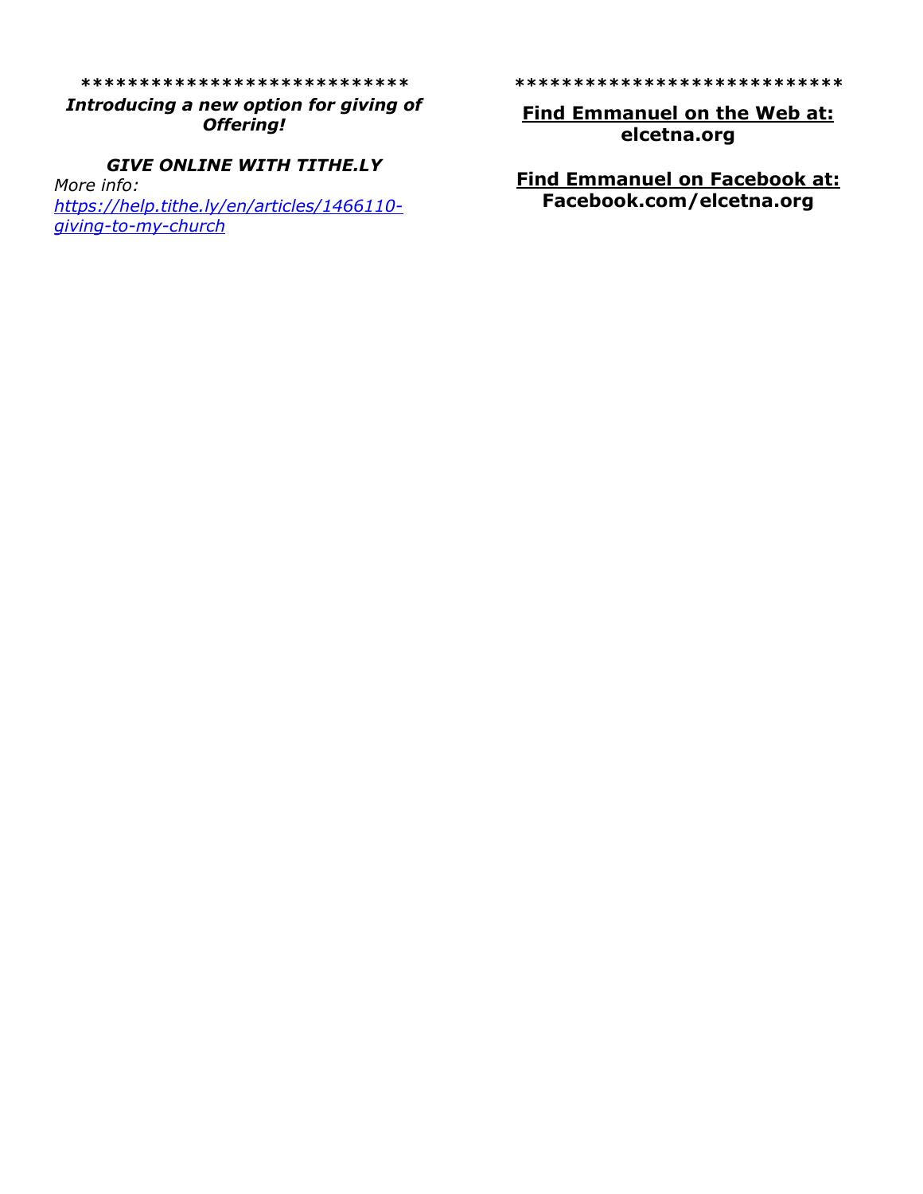****************************

***Introducing a new option for giving of Offering!***

***GIVE ONLINE WITH TITHE.LY***

*More info:*
*https://help.tithe.ly/en/articles/1466110-giving-to-my-church*

****************************

**Find Emmanuel on the Web at:**
**elcetna.org**

**Find Emmanuel on Facebook at:**
**Facebook.com/elcetna.org**